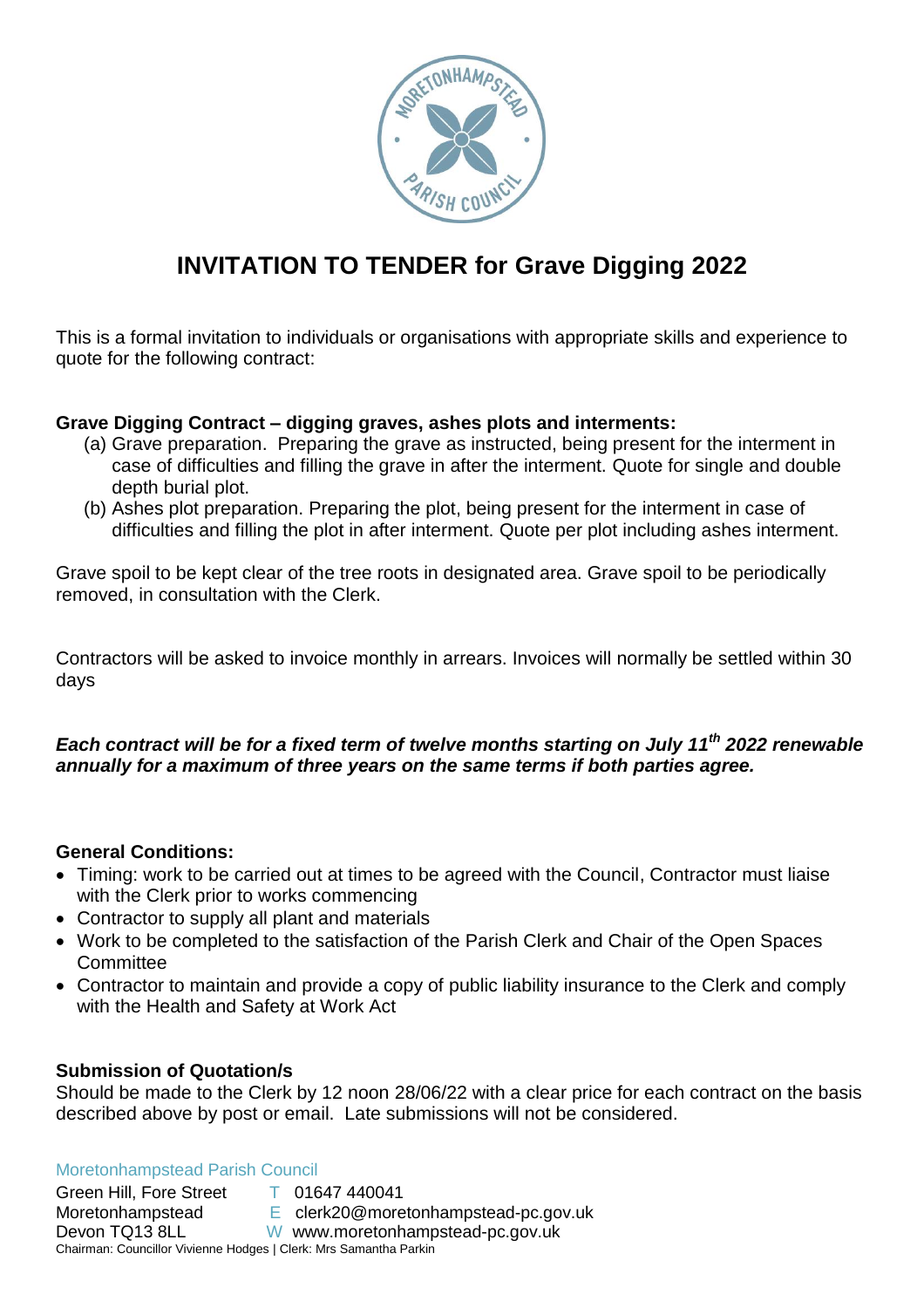# INVITATION TO TENDER for Grave Digging 2022

This is a formal invitation to individuals or organisations with appropriate skills and experience to quote for the following contract:

**Grave Digging Contract – digging graves, ashes plots and interments:**

(a) Grave preparation. Preparing the grave as instructed, being present for the interment in case of difficulties and filling the grave in after the interment. Quote for single and double depth burial plot.

(b) Ashes plot preparation. Preparing the plot, being present for the interment in case of difficulties and filling the plot in after interment. Quote per plot including ashes interment.

Grave spoil to be kept clear of the tree roots in designated area. Grave spoil to be periodically removed, in consultation with the Clerk.

Contractors will be asked to invoice monthly in arrears. Invoices will normally be settled within 30 days

***Each contract will be for a fixed term of twelve months starting on July 11th 2022 renewable annually for a maximum of three years on the same terms if both parties agree.***

**General Conditions:**

- Timing: work to be carried out at times to be agreed with the Council, Contractor must liaise with the Clerk prior to works commencing
- Contractor to supply all plant and materials
- Work to be completed to the satisfaction of the Parish Clerk and Chair of the Open Spaces Committee
- Contractor to maintain and provide a copy of public liability insurance to the Clerk and comply with the Health and Safety at Work Act

**Submission of Quotation/s**

Should be made to the Clerk by 12 noon 28/06/22 with a clear price for each contract on the basis described above by post or email. Late submissions will not be considered.

Moretonhampstead Parish Council

Green Hill, Fore Street
Moretonhampstead
Devon TQ13 8LL

T 01647 440041
E clerk20@moretonhampstead-pc.gov.uk
W www.moretonhampstead-pc.gov.uk

Chairman: Councillor Vivienne Hodges | Clerk: Mrs Samantha Parkin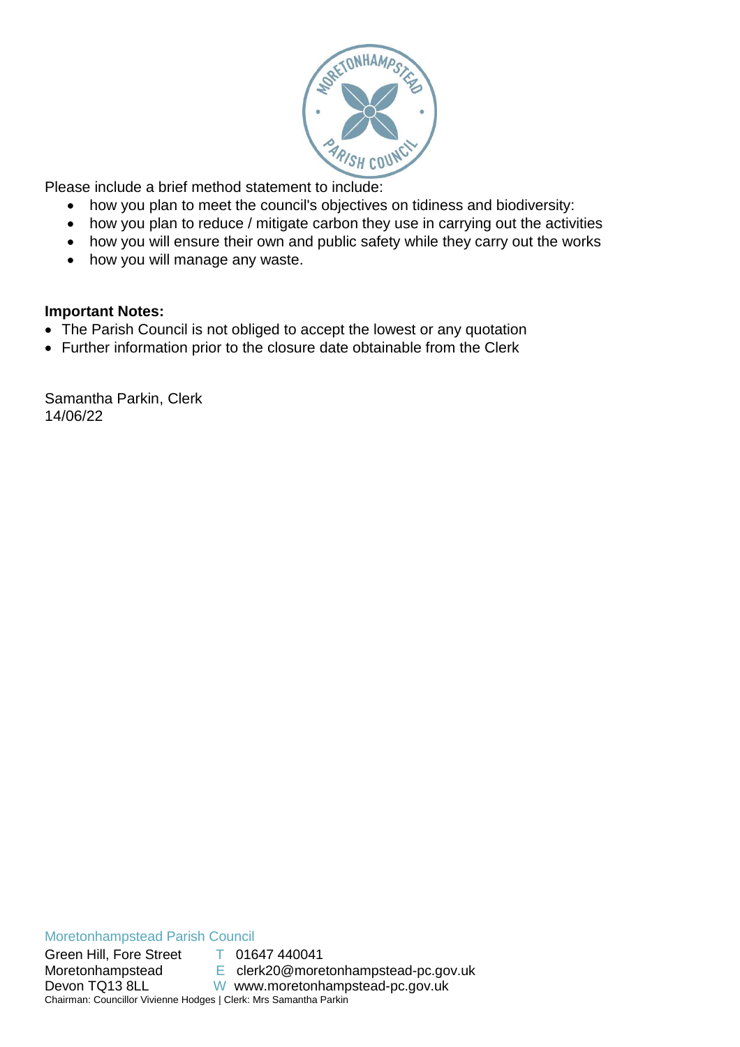Please include a brief method statement to include:

- how you plan to meet the council's objectives on tidiness and biodiversity:
- how you plan to reduce / mitigate carbon they use in carrying out the activities
- how you will ensure their own and public safety while they carry out the works
- how you will manage any waste.

**Important Notes:**

- The Parish Council is not obliged to accept the lowest or any quotation
- Further information prior to the closure date obtainable from the Clerk

Samantha Parkin, Clerk
14/06/22

Moretonhampstead Parish Council
Green Hill, Fore Street
Moretonhampstead
Devon TQ13 8LL
T 01647 440041
E clerk20@moretonhampstead-pc.gov.uk
W www.moretonhampstead-pc.gov.uk
Chairman: Councillor Vivienne Hodges | Clerk: Mrs Samantha Parkin